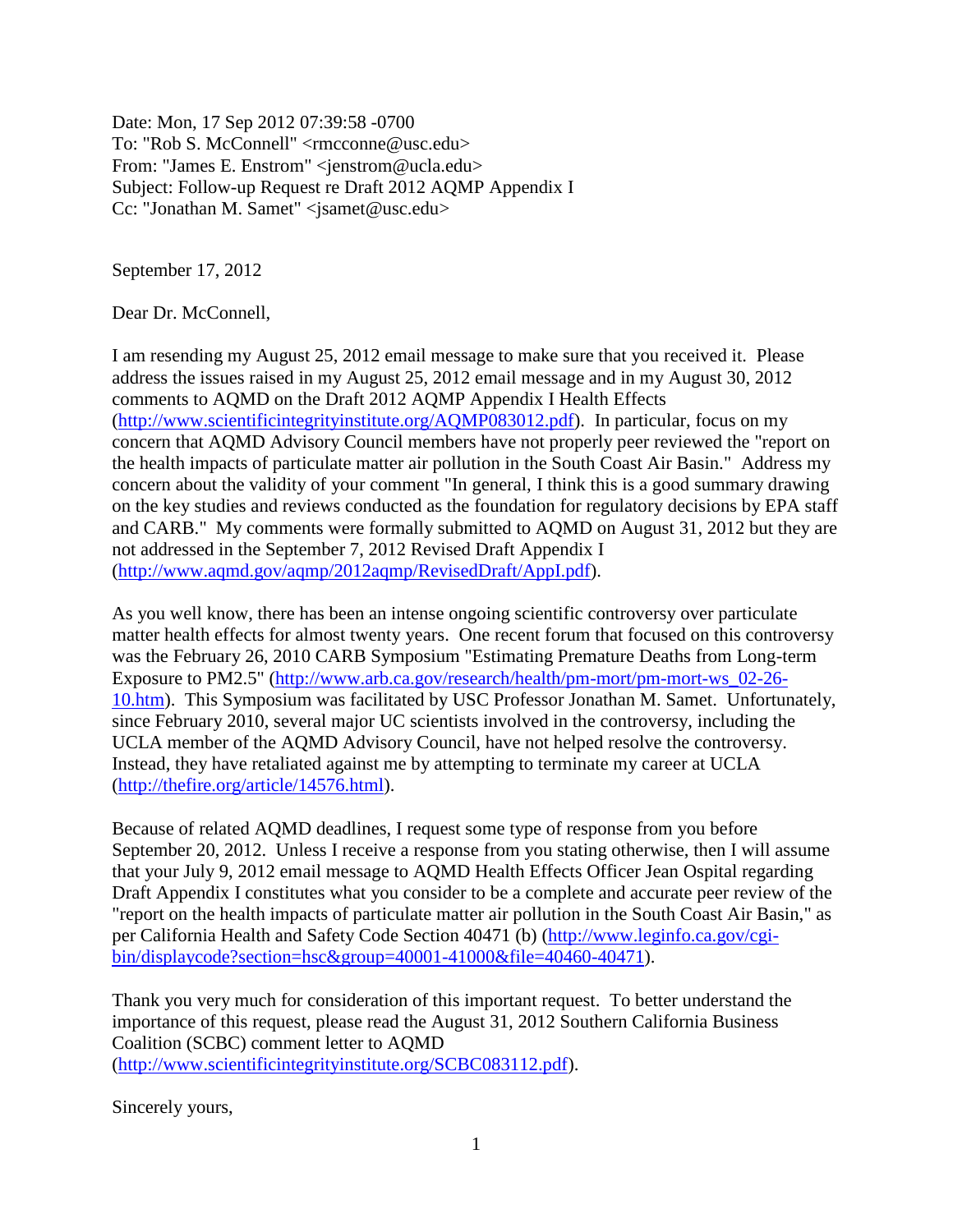Date: Mon, 17 Sep 2012 07:39:58 -0700
To: "Rob S. McConnell" <rmcconne@usc.edu>
From: "James E. Enstrom" <jenstrom@ucla.edu>
Subject: Follow-up Request re Draft 2012 AQMP Appendix I
Cc: "Jonathan M. Samet" <jsamet@usc.edu>

September 17, 2012

Dear Dr. McConnell,

I am resending my August 25, 2012 email message to make sure that you received it. Please address the issues raised in my August 25, 2012 email message and in my August 30, 2012 comments to AQMD on the Draft 2012 AQMP Appendix I Health Effects (http://www.scientificintegrityinstitute.org/AQMP083012.pdf). In particular, focus on my concern that AQMD Advisory Council members have not properly peer reviewed the "report on the health impacts of particulate matter air pollution in the South Coast Air Basin." Address my concern about the validity of your comment "In general, I think this is a good summary drawing on the key studies and reviews conducted as the foundation for regulatory decisions by EPA staff and CARB." My comments were formally submitted to AQMD on August 31, 2012 but they are not addressed in the September 7, 2012 Revised Draft Appendix I (http://www.aqmd.gov/aqmp/2012aqmp/RevisedDraft/AppI.pdf).

As you well know, there has been an intense ongoing scientific controversy over particulate matter health effects for almost twenty years. One recent forum that focused on this controversy was the February 26, 2010 CARB Symposium "Estimating Premature Deaths from Long-term Exposure to PM2.5" (http://www.arb.ca.gov/research/health/pm-mort/pm-mort-ws_02-26-10.htm). This Symposium was facilitated by USC Professor Jonathan M. Samet. Unfortunately, since February 2010, several major UC scientists involved in the controversy, including the UCLA member of the AQMD Advisory Council, have not helped resolve the controversy. Instead, they have retaliated against me by attempting to terminate my career at UCLA (http://thefire.org/article/14576.html).

Because of related AQMD deadlines, I request some type of response from you before September 20, 2012. Unless I receive a response from you stating otherwise, then I will assume that your July 9, 2012 email message to AQMD Health Effects Officer Jean Ospital regarding Draft Appendix I constitutes what you consider to be a complete and accurate peer review of the "report on the health impacts of particulate matter air pollution in the South Coast Air Basin," as per California Health and Safety Code Section 40471 (b) (http://www.leginfo.ca.gov/cgi-bin/displaycode?section=hsc&group=40001-41000&file=40460-40471).

Thank you very much for consideration of this important request. To better understand the importance of this request, please read the August 31, 2012 Southern California Business Coalition (SCBC) comment letter to AQMD (http://www.scientificintegrityinstitute.org/SCBC083112.pdf).

Sincerely yours,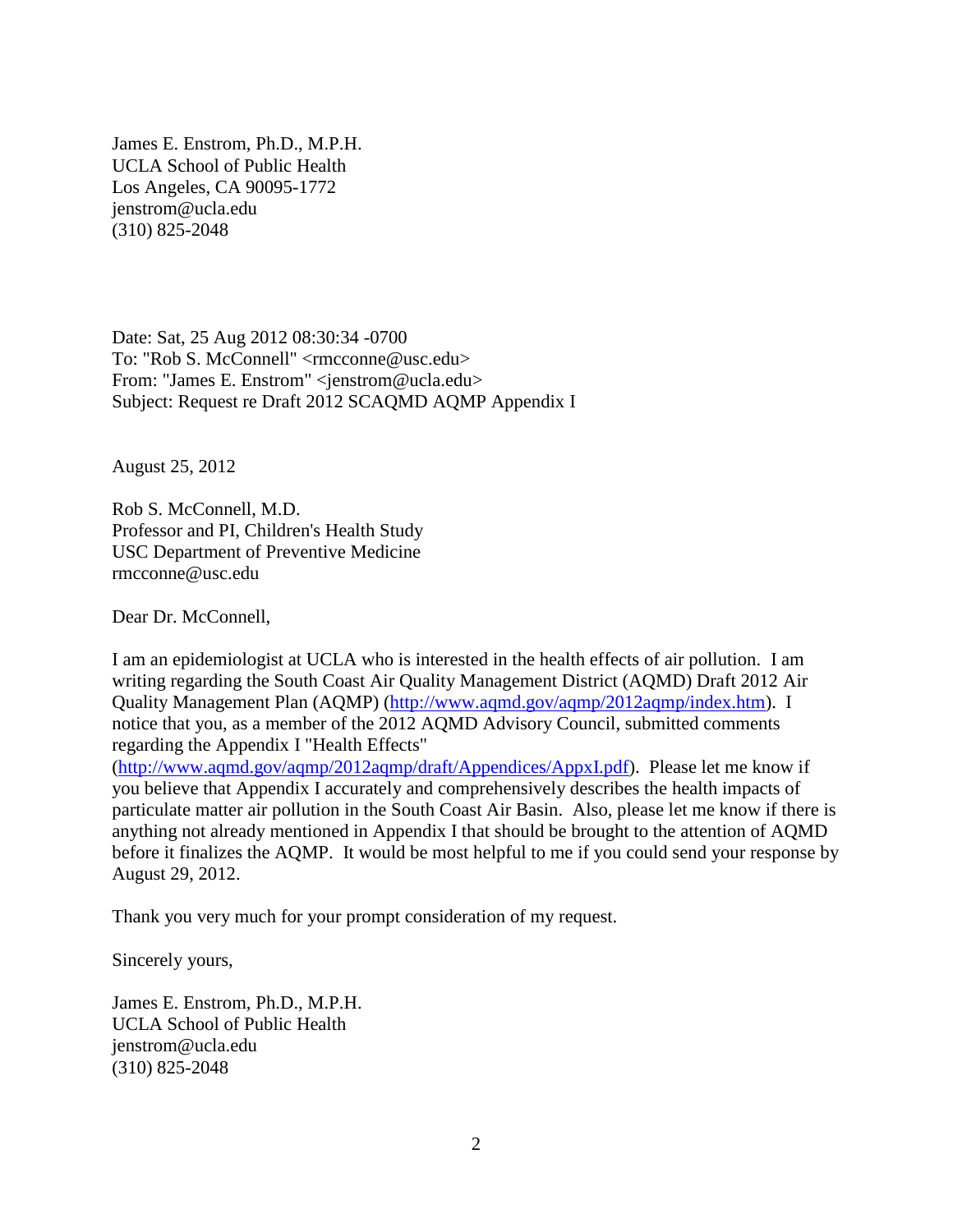James E. Enstrom, Ph.D., M.P.H.
UCLA School of Public Health
Los Angeles, CA 90095-1772
jenstrom@ucla.edu
(310) 825-2048

Date: Sat, 25 Aug 2012 08:30:34 -0700
To: "Rob S. McConnell" <rmcconne@usc.edu>
From: "James E. Enstrom" <jenstrom@ucla.edu>
Subject: Request re Draft 2012 SCAQMD AQMP Appendix I

August 25, 2012

Rob S. McConnell, M.D.
Professor and PI, Children's Health Study
USC Department of Preventive Medicine
rmcconne@usc.edu

Dear Dr. McConnell,

I am an epidemiologist at UCLA who is interested in the health effects of air pollution. I am writing regarding the South Coast Air Quality Management District (AQMD) Draft 2012 Air Quality Management Plan (AQMP) ([http://www.aqmd.gov/aqmp/2012aqmp/index.htm](http://www.aqmd.gov/aqmp/2012aqmp/index.htm)). I notice that you, as a member of the 2012 AQMD Advisory Council, submitted comments regarding the Appendix I "Health Effects" ([http://www.aqmd.gov/aqmp/2012aqmp/draft/Appendices/AppxI.pdf](http://www.aqmd.gov/aqmp/2012aqmp/draft/Appendices/AppxI.pdf)). Please let me know if you believe that Appendix I accurately and comprehensively describes the health impacts of particulate matter air pollution in the South Coast Air Basin. Also, please let me know if there is anything not already mentioned in Appendix I that should be brought to the attention of AQMD before it finalizes the AQMP. It would be most helpful to me if you could send your response by August 29, 2012.

Thank you very much for your prompt consideration of my request.

Sincerely yours,

James E. Enstrom, Ph.D., M.P.H.
UCLA School of Public Health
jenstrom@ucla.edu
(310) 825-2048